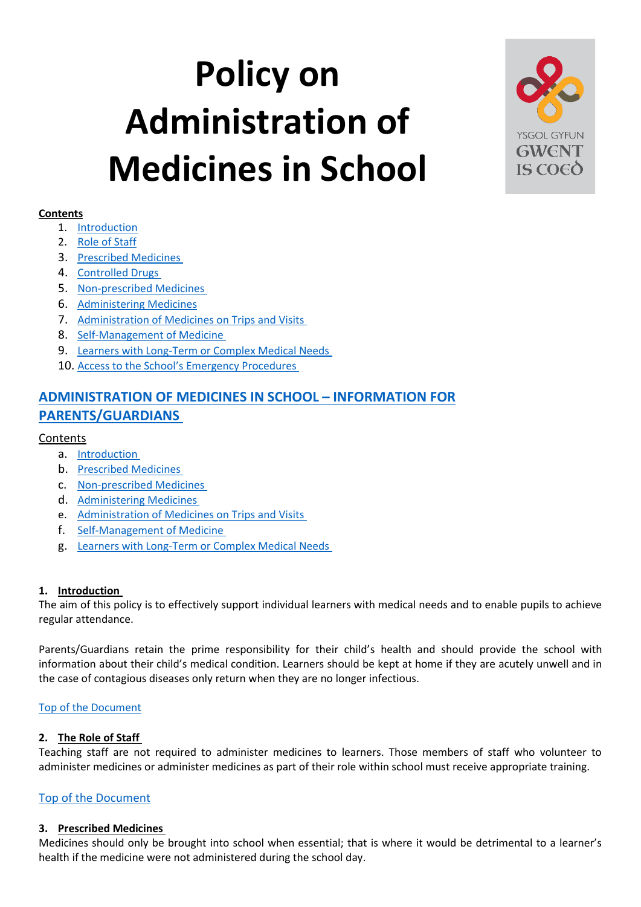# Policy on Administration of Medicines in School

YSGOL GYFUN GWENT IS COED

**Contents**

1. Introduction
2. Role of Staff
3. Prescribed Medicines
4. Controlled Drugs
5. Non-prescribed Medicines
6. Administering Medicines
7. Administration of Medicines on Trips and Visits
8. Self-Management of Medicine
9. Learners with Long-Term or Complex Medical Needs
10. Access to the School's Emergency Procedures

## ADMINISTRATION OF MEDICINES IN SCHOOL – INFORMATION FOR PARENTS/GUARDIANS

Contents

a. Introduction
b. Prescribed Medicines
c. Non-prescribed Medicines
d. Administering Medicines
e. Administration of Medicines on Trips and Visits
f. Self-Management of Medicine
g. Learners with Long-Term or Complex Medical Needs

### 1. Introduction

The aim of this policy is to effectively support individual learners with medical needs and to enable pupils to achieve regular attendance.

Parents/Guardians retain the prime responsibility for their child's health and should provide the school with information about their child's medical condition. Learners should be kept at home if they are acutely unwell and in the case of contagious diseases only return when they are no longer infectious.

Top of the Document

### 2. The Role of Staff

Teaching staff are not required to administer medicines to learners. Those members of staff who volunteer to administer medicines or administer medicines as part of their role within school must receive appropriate training.

Top of the Document

### 3. Prescribed Medicines

Medicines should only be brought into school when essential; that is where it would be detrimental to a learner's health if the medicine were not administered during the school day.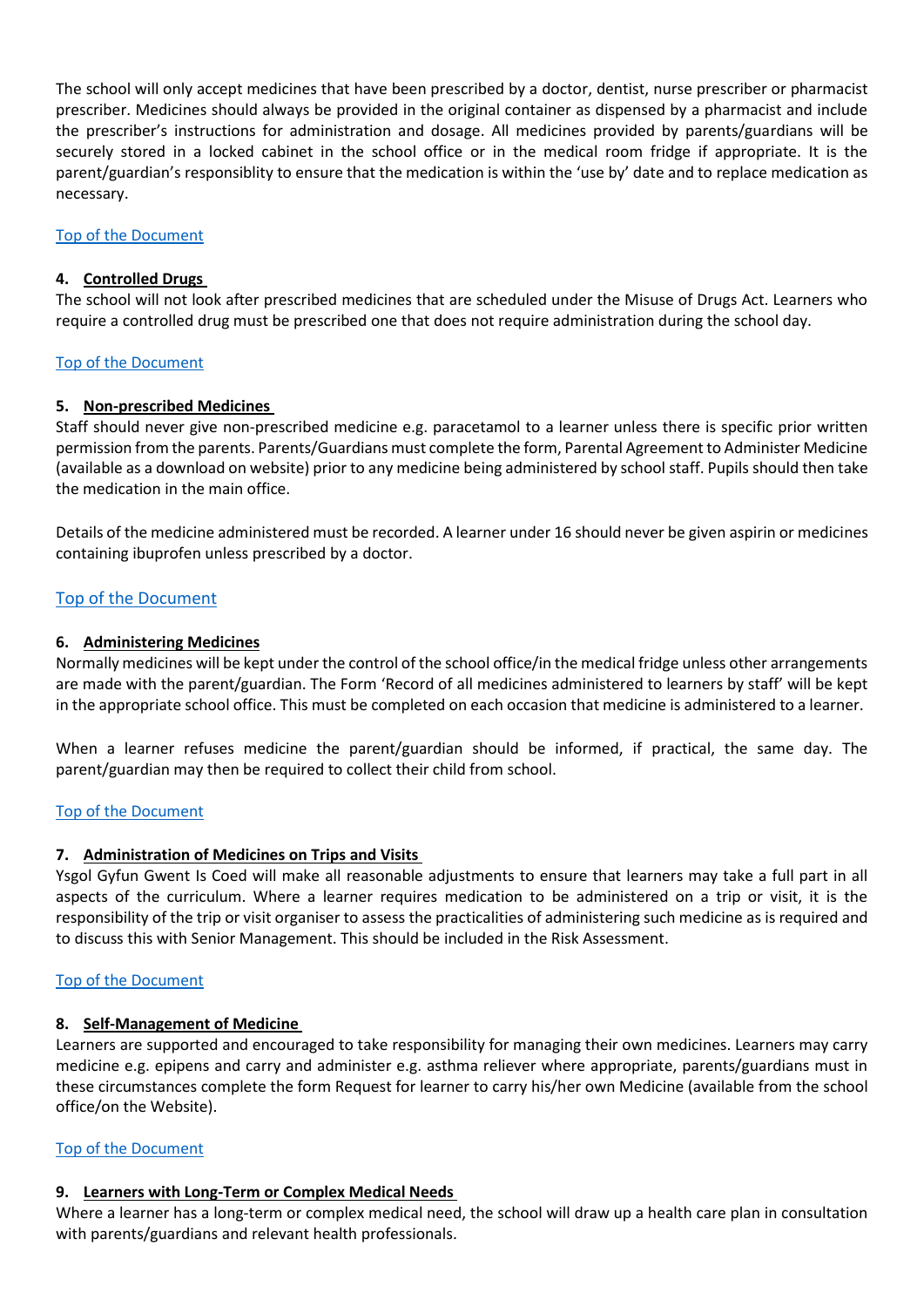The school will only accept medicines that have been prescribed by a doctor, dentist, nurse prescriber or pharmacist prescriber. Medicines should always be provided in the original container as dispensed by a pharmacist and include the prescriber's instructions for administration and dosage. All medicines provided by parents/guardians will be securely stored in a locked cabinet in the school office or in the medical room fridge if appropriate. It is the parent/guardian's responsiblity to ensure that the medication is within the 'use by' date and to replace medication as necessary.

Top of the Document

### 4. Controlled Drugs

The school will not look after prescribed medicines that are scheduled under the Misuse of Drugs Act. Learners who require a controlled drug must be prescribed one that does not require administration during the school day.

Top of the Document

### 5. Non-prescribed Medicines

Staff should never give non-prescribed medicine e.g. paracetamol to a learner unless there is specific prior written permission from the parents. Parents/Guardians must complete the form, Parental Agreement to Administer Medicine (available as a download on website) prior to any medicine being administered by school staff. Pupils should then take the medication in the main office.

Details of the medicine administered must be recorded. A learner under 16 should never be given aspirin or medicines containing ibuprofen unless prescribed by a doctor.

Top of the Document

### 6. Administering Medicines

Normally medicines will be kept under the control of the school office/in the medical fridge unless other arrangements are made with the parent/guardian. The Form 'Record of all medicines administered to learners by staff' will be kept in the appropriate school office. This must be completed on each occasion that medicine is administered to a learner.

When a learner refuses medicine the parent/guardian should be informed, if practical, the same day. The parent/guardian may then be required to collect their child from school.

Top of the Document

### 7. Administration of Medicines on Trips and Visits

Ysgol Gyfun Gwent Is Coed will make all reasonable adjustments to ensure that learners may take a full part in all aspects of the curriculum. Where a learner requires medication to be administered on a trip or visit, it is the responsibility of the trip or visit organiser to assess the practicalities of administering such medicine as is required and to discuss this with Senior Management. This should be included in the Risk Assessment.

Top of the Document

### 8. Self-Management of Medicine

Learners are supported and encouraged to take responsibility for managing their own medicines. Learners may carry medicine e.g. epipens and carry and administer e.g. asthma reliever where appropriate, parents/guardians must in these circumstances complete the form Request for learner to carry his/her own Medicine (available from the school office/on the Website).

Top of the Document

### 9. Learners with Long-Term or Complex Medical Needs

Where a learner has a long-term or complex medical need, the school will draw up a health care plan in consultation with parents/guardians and relevant health professionals.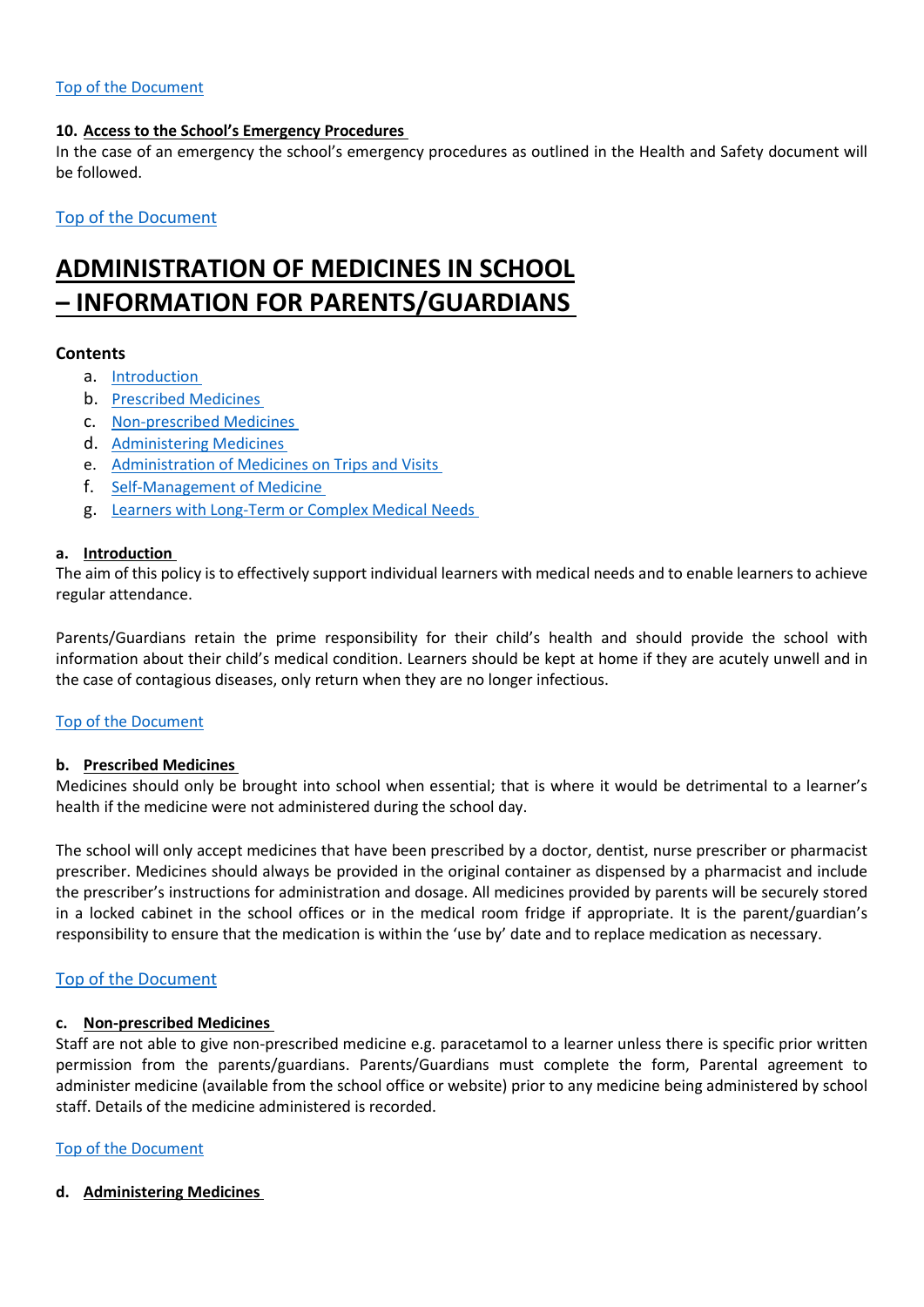Top of the Document

#### 10. Access to the School's Emergency Procedures

In the case of an emergency the school's emergency procedures as outlined in the Health and Safety document will be followed.

Top of the Document

# ADMINISTRATION OF MEDICINES IN SCHOOL – INFORMATION FOR PARENTS/GUARDIANS

**Contents**

a. Introduction
b. Prescribed Medicines
c. Non-prescribed Medicines
d. Administering Medicines
e. Administration of Medicines on Trips and Visits
f. Self-Management of Medicine
g. Learners with Long-Term or Complex Medical Needs

#### a. Introduction

The aim of this policy is to effectively support individual learners with medical needs and to enable learners to achieve regular attendance.

Parents/Guardians retain the prime responsibility for their child's health and should provide the school with information about their child's medical condition. Learners should be kept at home if they are acutely unwell and in the case of contagious diseases, only return when they are no longer infectious.

Top of the Document

#### b. Prescribed Medicines

Medicines should only be brought into school when essential; that is where it would be detrimental to a learner's health if the medicine were not administered during the school day.

The school will only accept medicines that have been prescribed by a doctor, dentist, nurse prescriber or pharmacist prescriber. Medicines should always be provided in the original container as dispensed by a pharmacist and include the prescriber's instructions for administration and dosage. All medicines provided by parents will be securely stored in a locked cabinet in the school offices or in the medical room fridge if appropriate. It is the parent/guardian's responsibility to ensure that the medication is within the 'use by' date and to replace medication as necessary.

Top of the Document

#### c. Non-prescribed Medicines

Staff are not able to give non-prescribed medicine e.g. paracetamol to a learner unless there is specific prior written permission from the parents/guardians. Parents/Guardians must complete the form, Parental agreement to administer medicine (available from the school office or website) prior to any medicine being administered by school staff. Details of the medicine administered is recorded.

Top of the Document

#### d. Administering Medicines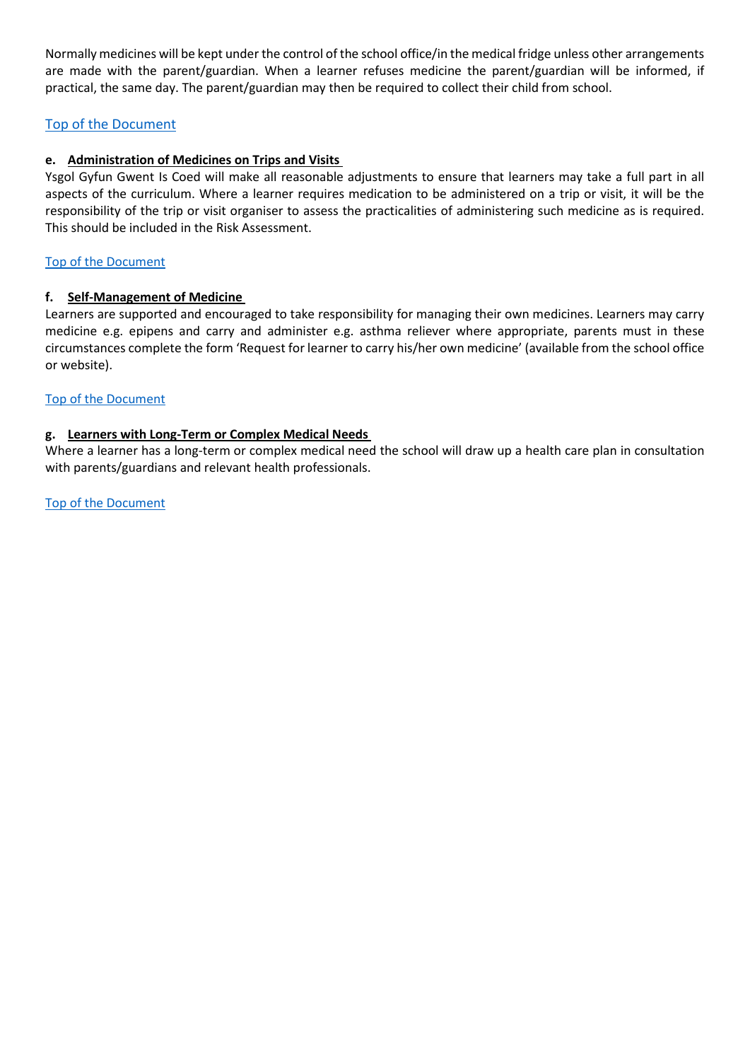Normally medicines will be kept under the control of the school office/in the medical fridge unless other arrangements are made with the parent/guardian. When a learner refuses medicine the parent/guardian will be informed, if practical, the same day. The parent/guardian may then be required to collect their child from school.

[Top of the Document]

### e. Administration of Medicines on Trips and Visits

Ysgol Gyfun Gwent Is Coed will make all reasonable adjustments to ensure that learners may take a full part in all aspects of the curriculum. Where a learner requires medication to be administered on a trip or visit, it will be the responsibility of the trip or visit organiser to assess the practicalities of administering such medicine as is required. This should be included in the Risk Assessment.

[Top of the Document]

### f. Self-Management of Medicine

Learners are supported and encouraged to take responsibility for managing their own medicines. Learners may carry medicine e.g. epipens and carry and administer e.g. asthma reliever where appropriate, parents must in these circumstances complete the form 'Request for learner to carry his/her own medicine' (available from the school office or website).

[Top of the Document]

### g. Learners with Long-Term or Complex Medical Needs

Where a learner has a long-term or complex medical need the school will draw up a health care plan in consultation with parents/guardians and relevant health professionals.

[Top of the Document]